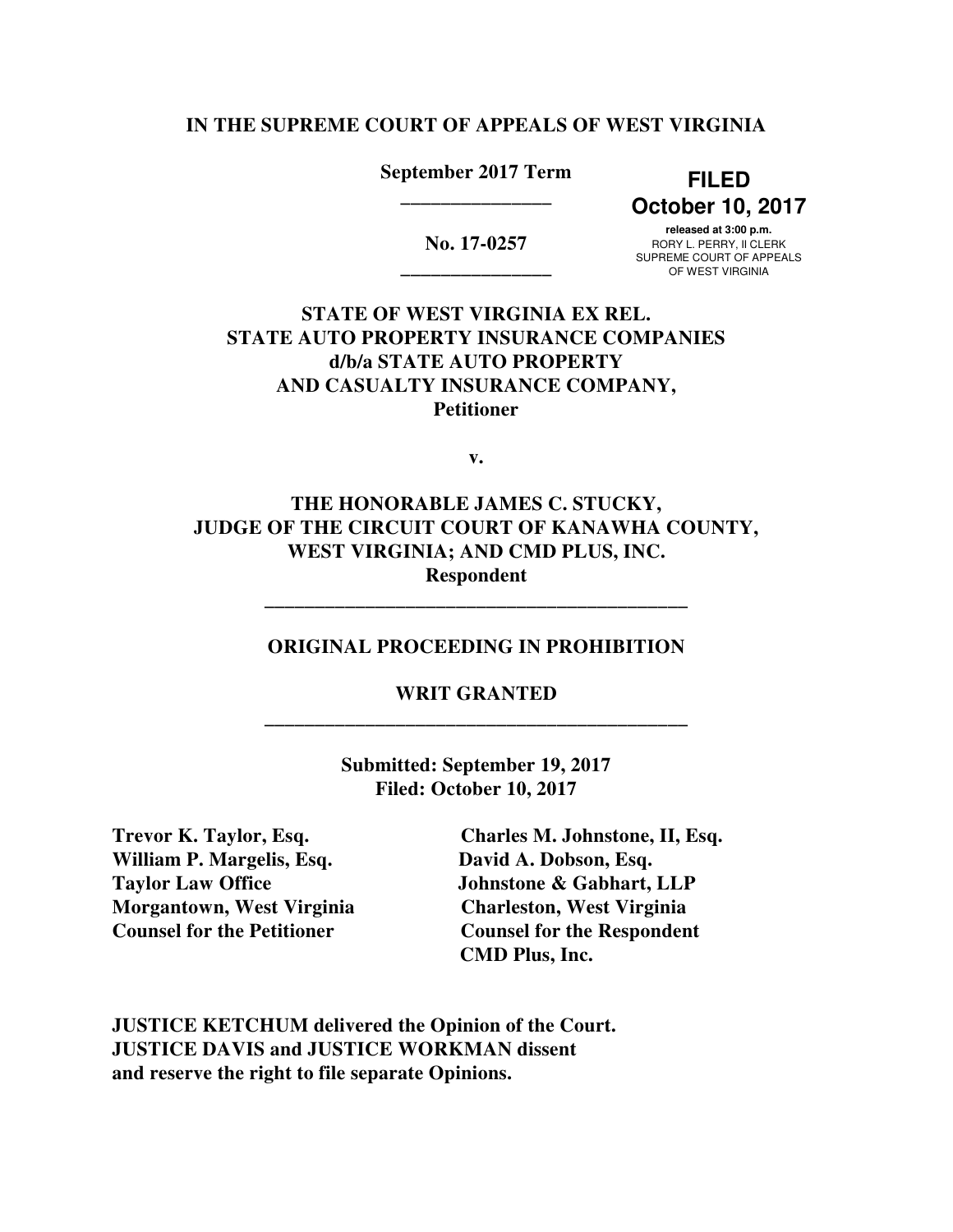**IN THE SUPREME COURT OF APPEALS OF WEST VIRGINIA**

**September 2017 Term**

**_______________**

**No. 17-0257**

**_______________**

**FILED**
**October 10, 2017**
released at 3:00 p.m.
RORY L. PERRY, II CLERK
SUPREME COURT OF APPEALS
OF WEST VIRGINIA

**STATE OF WEST VIRGINIA EX REL.**
**STATE AUTO PROPERTY INSURANCE COMPANIES**
**d/b/a STATE AUTO PROPERTY**
**AND CASUALTY INSURANCE COMPANY,**
**Petitioner**

**v.**

**THE HONORABLE JAMES C. STUCKY,**
**JUDGE OF THE CIRCUIT COURT OF KANAWHA COUNTY,**
**WEST VIRGINIA; AND CMD PLUS, INC.**
**Respondent**

**____________________________________________**

**ORIGINAL PROCEEDING IN PROHIBITION**

**WRIT GRANTED**

**____________________________________________**

**Submitted: September 19, 2017**
**Filed: October 10, 2017**

**Trevor K. Taylor, Esq.**
**William P. Margelis, Esq.**
**Taylor Law Office**
**Morgantown, West Virginia**
**Counsel for the Petitioner**

**Charles M. Johnstone, II, Esq.**
**David A. Dobson, Esq.**
**Johnstone & Gabhart, LLP**
**Charleston, West Virginia**
**Counsel for the Respondent**
**CMD Plus, Inc.**

**JUSTICE KETCHUM delivered the Opinion of the Court.**
**JUSTICE DAVIS and JUSTICE WORKMAN dissent**
**and reserve the right to file separate Opinions.**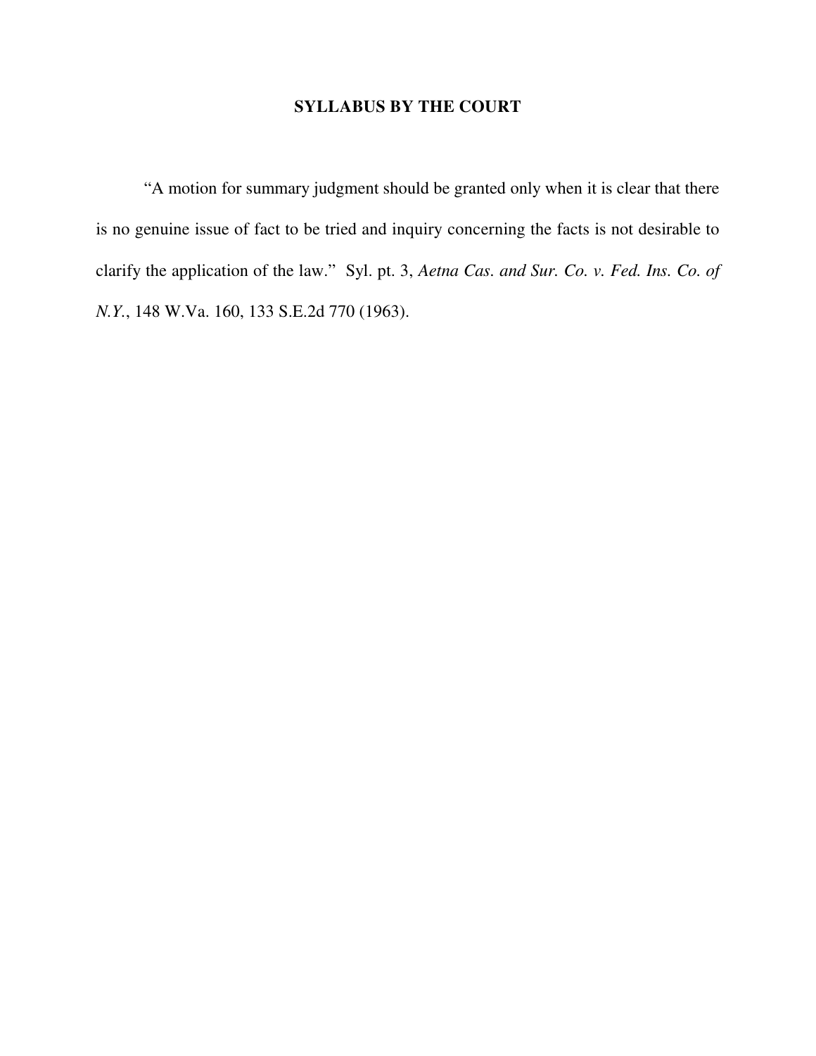# SYLLABUS BY THE COURT

"A motion for summary judgment should be granted only when it is clear that there is no genuine issue of fact to be tried and inquiry concerning the facts is not desirable to clarify the application of the law." Syl. pt. 3, *Aetna Cas. and Sur. Co. v. Fed. Ins. Co. of N.Y.*, 148 W.Va. 160, 133 S.E.2d 770 (1963).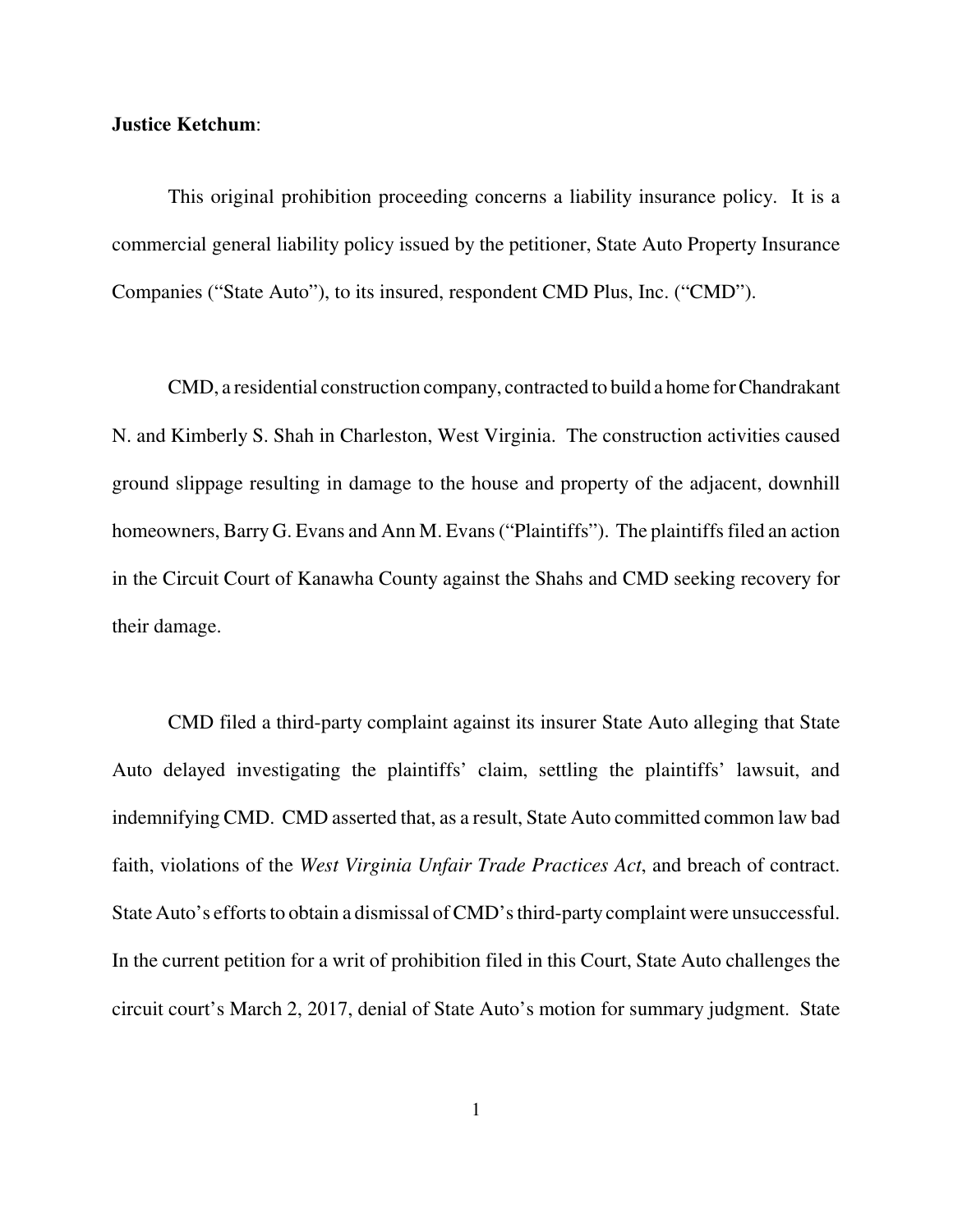**Justice Ketchum**:

This original prohibition proceeding concerns a liability insurance policy. It is a commercial general liability policy issued by the petitioner, State Auto Property Insurance Companies ("State Auto"), to its insured, respondent CMD Plus, Inc. ("CMD").

CMD, a residential construction company, contracted to build a home for Chandrakant N. and Kimberly S. Shah in Charleston, West Virginia. The construction activities caused ground slippage resulting in damage to the house and property of the adjacent, downhill homeowners, Barry G. Evans and Ann M. Evans ("Plaintiffs"). The plaintiffs filed an action in the Circuit Court of Kanawha County against the Shahs and CMD seeking recovery for their damage.

CMD filed a third-party complaint against its insurer State Auto alleging that State Auto delayed investigating the plaintiffs' claim, settling the plaintiffs' lawsuit, and indemnifying CMD. CMD asserted that, as a result, State Auto committed common law bad faith, violations of the *West Virginia Unfair Trade Practices Act*, and breach of contract. State Auto's efforts to obtain a dismissal of CMD's third-party complaint were unsuccessful. In the current petition for a writ of prohibition filed in this Court, State Auto challenges the circuit court's March 2, 2017, denial of State Auto's motion for summary judgment. State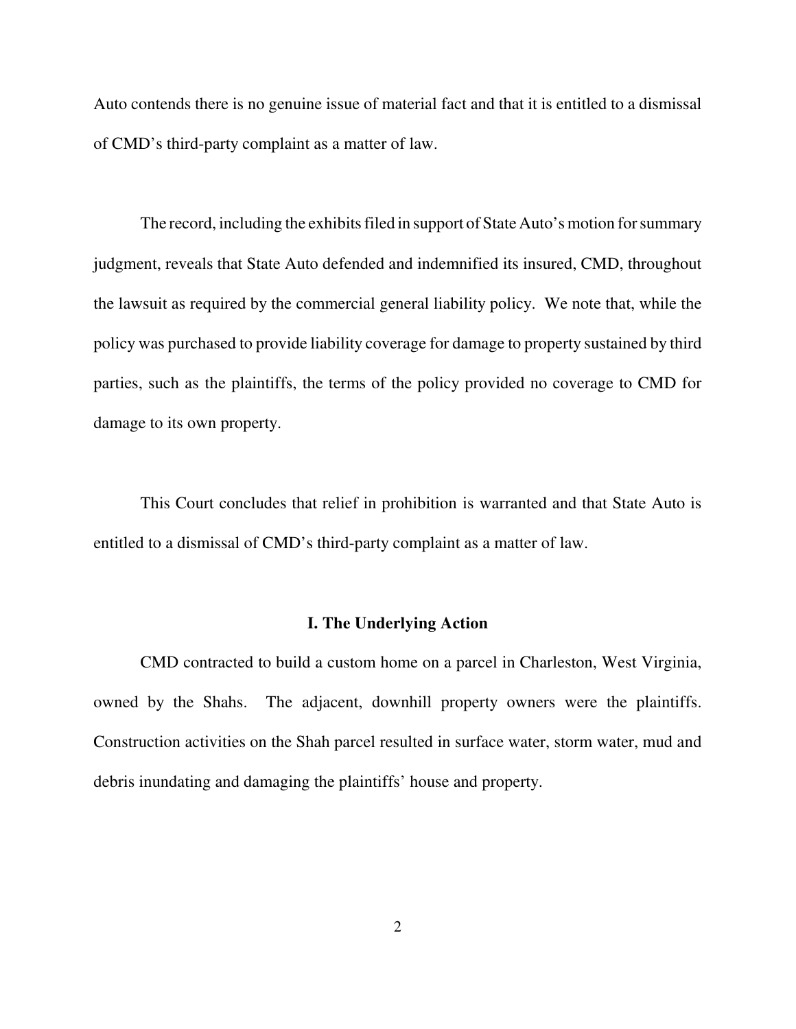Auto contends there is no genuine issue of material fact and that it is entitled to a dismissal of CMD's third-party complaint as a matter of law.

The record, including the exhibits filed in support of State Auto's motion for summary judgment, reveals that State Auto defended and indemnified its insured, CMD, throughout the lawsuit as required by the commercial general liability policy. We note that, while the policy was purchased to provide liability coverage for damage to property sustained by third parties, such as the plaintiffs, the terms of the policy provided no coverage to CMD for damage to its own property.

This Court concludes that relief in prohibition is warranted and that State Auto is entitled to a dismissal of CMD's third-party complaint as a matter of law.

## I. The Underlying Action

CMD contracted to build a custom home on a parcel in Charleston, West Virginia, owned by the Shahs. The adjacent, downhill property owners were the plaintiffs. Construction activities on the Shah parcel resulted in surface water, storm water, mud and debris inundating and damaging the plaintiffs' house and property.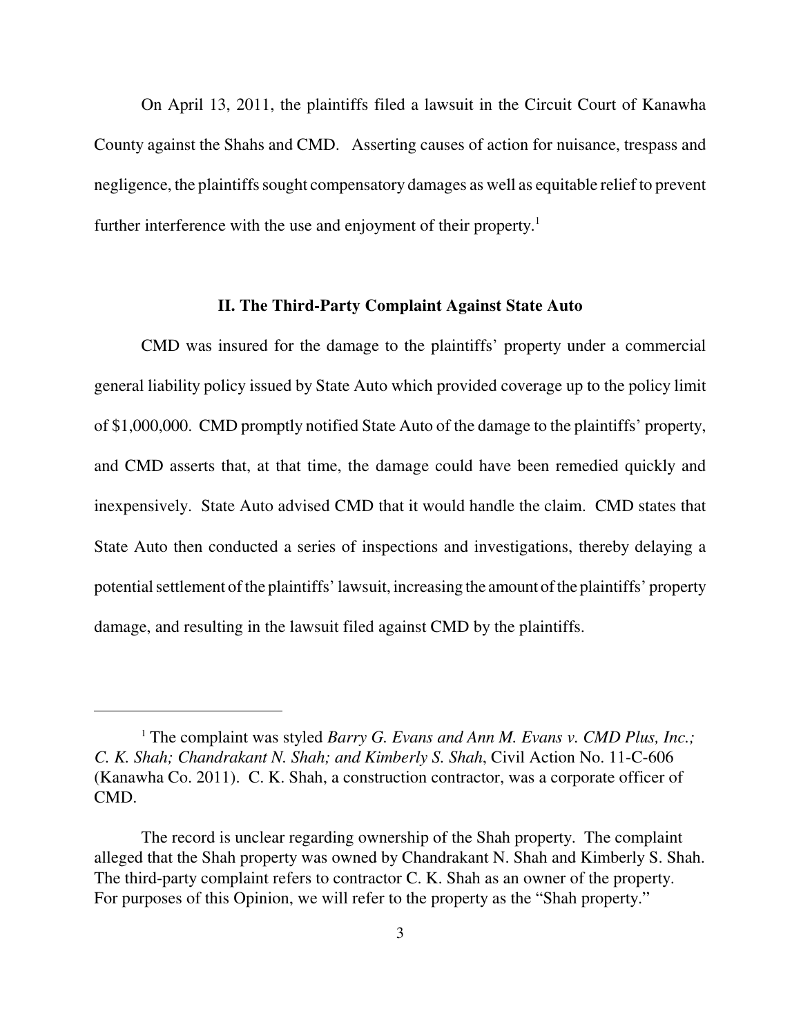On April 13, 2011, the plaintiffs filed a lawsuit in the Circuit Court of Kanawha County against the Shahs and CMD. Asserting causes of action for nuisance, trespass and negligence, the plaintiffs sought compensatory damages as well as equitable relief to prevent further interference with the use and enjoyment of their property.[1]

## II. The Third-Party Complaint Against State Auto

CMD was insured for the damage to the plaintiffs' property under a commercial general liability policy issued by State Auto which provided coverage up to the policy limit of $1,000,000. CMD promptly notified State Auto of the damage to the plaintiffs' property, and CMD asserts that, at that time, the damage could have been remedied quickly and inexpensively. State Auto advised CMD that it would handle the claim. CMD states that State Auto then conducted a series of inspections and investigations, thereby delaying a potential settlement of the plaintiffs' lawsuit, increasing the amount of the plaintiffs' property damage, and resulting in the lawsuit filed against CMD by the plaintiffs.

---

[1] The complaint was styled *Barry G. Evans and Ann M. Evans v. CMD Plus, Inc.; C. K. Shah; Chandrakant N. Shah; and Kimberly S. Shah*, Civil Action No. 11-C-606 (Kanawha Co. 2011). C. K. Shah, a construction contractor, was a corporate officer of CMD.

The record is unclear regarding ownership of the Shah property. The complaint alleged that the Shah property was owned by Chandrakant N. Shah and Kimberly S. Shah. The third-party complaint refers to contractor C. K. Shah as an owner of the property. For purposes of this Opinion, we will refer to the property as the "Shah property."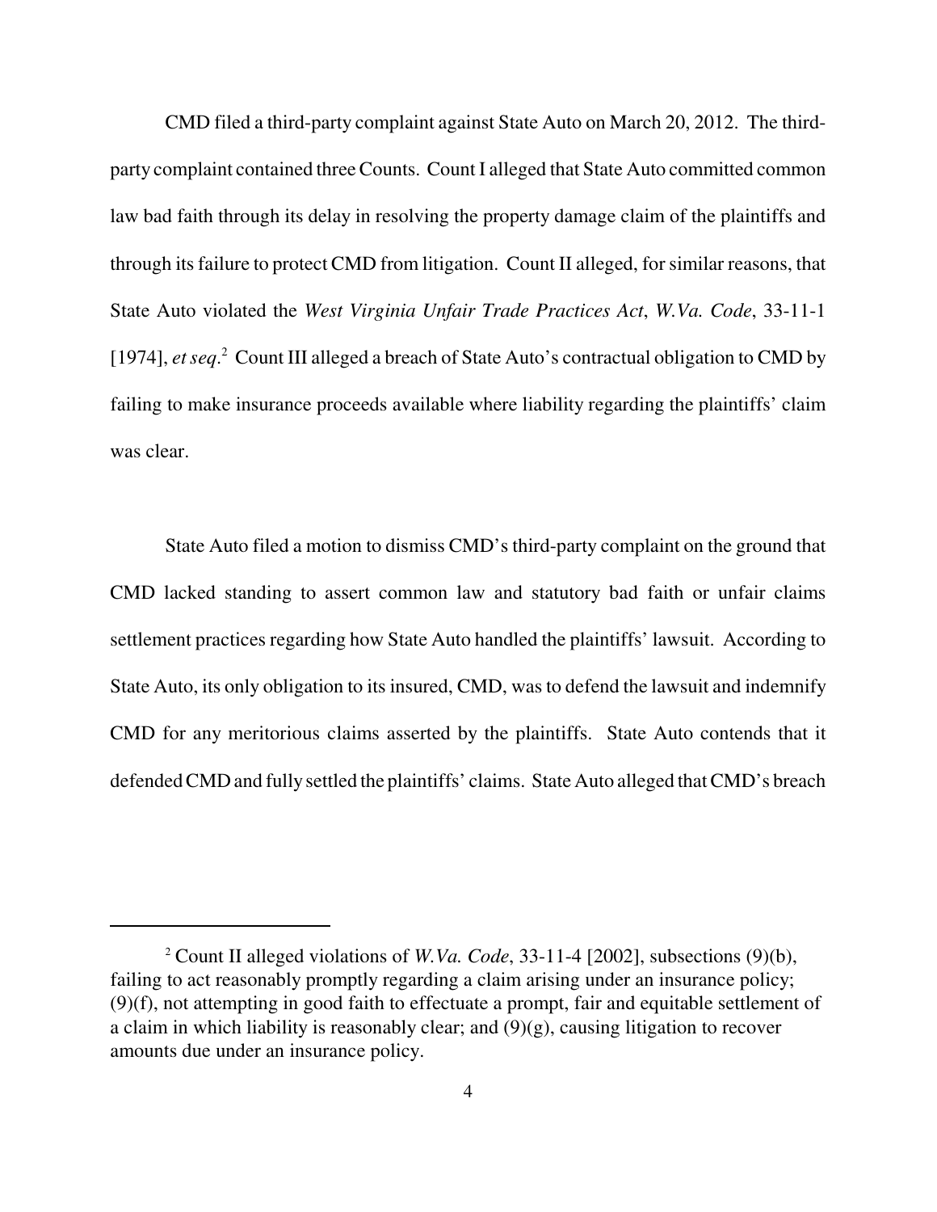CMD filed a third-party complaint against State Auto on March 20, 2012. The third-party complaint contained three Counts. Count I alleged that State Auto committed common law bad faith through its delay in resolving the property damage claim of the plaintiffs and through its failure to protect CMD from litigation. Count II alleged, for similar reasons, that State Auto violated the *West Virginia Unfair Trade Practices Act*, *W.Va. Code*, 33-11-1 [1974], *et seq*.[2] Count III alleged a breach of State Auto's contractual obligation to CMD by failing to make insurance proceeds available where liability regarding the plaintiffs' claim was clear.

State Auto filed a motion to dismiss CMD's third-party complaint on the ground that CMD lacked standing to assert common law and statutory bad faith or unfair claims settlement practices regarding how State Auto handled the plaintiffs' lawsuit. According to State Auto, its only obligation to its insured, CMD, was to defend the lawsuit and indemnify CMD for any meritorious claims asserted by the plaintiffs. State Auto contends that it defended CMD and fully settled the plaintiffs' claims. State Auto alleged that CMD's breach

---

[2] Count II alleged violations of *W.Va. Code*, 33-11-4 [2002], subsections (9)(b), failing to act reasonably promptly regarding a claim arising under an insurance policy; (9)(f), not attempting in good faith to effectuate a prompt, fair and equitable settlement of a claim in which liability is reasonably clear; and (9)(g), causing litigation to recover amounts due under an insurance policy.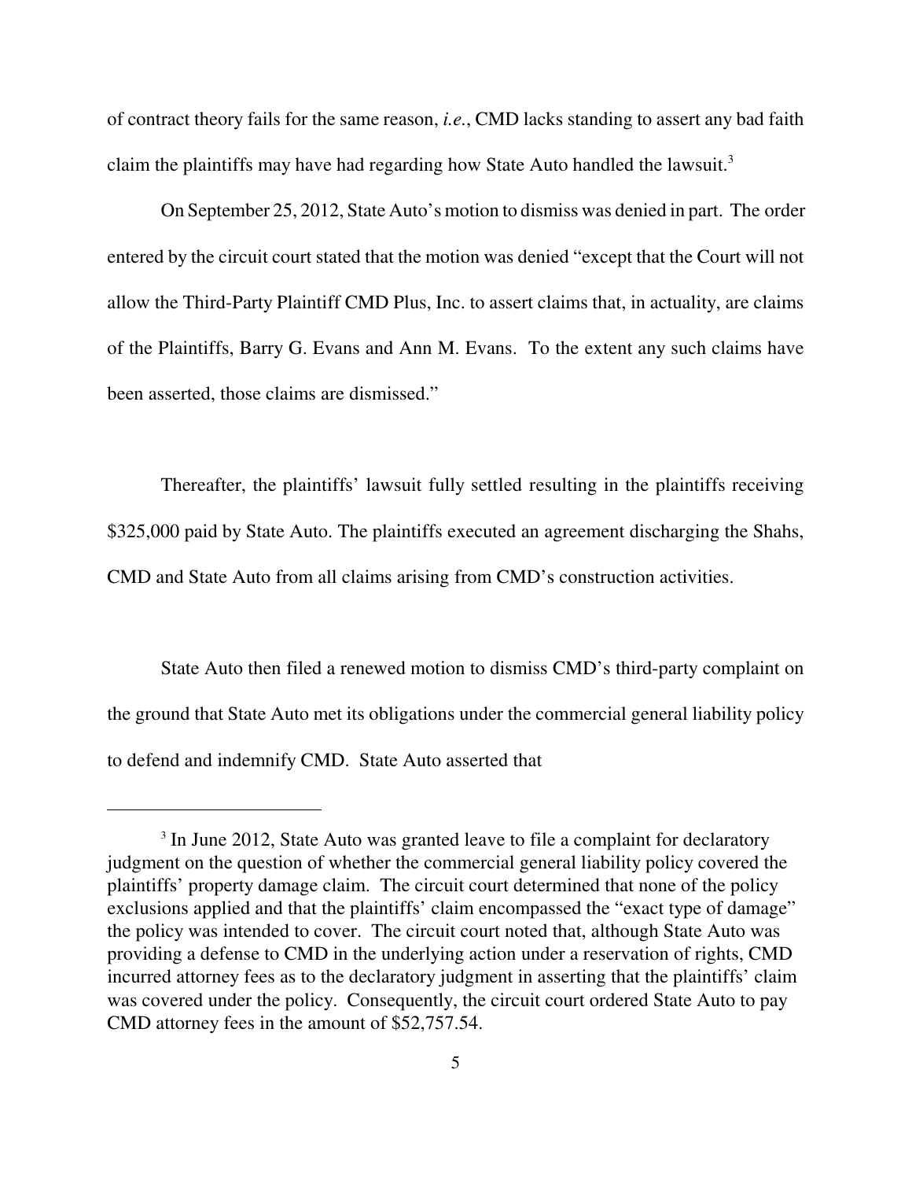of contract theory fails for the same reason, *i.e.*, CMD lacks standing to assert any bad faith claim the plaintiffs may have had regarding how State Auto handled the lawsuit.[3]

On September 25, 2012, State Auto's motion to dismiss was denied in part. The order entered by the circuit court stated that the motion was denied "except that the Court will not allow the Third-Party Plaintiff CMD Plus, Inc. to assert claims that, in actuality, are claims of the Plaintiffs, Barry G. Evans and Ann M. Evans. To the extent any such claims have been asserted, those claims are dismissed."

Thereafter, the plaintiffs' lawsuit fully settled resulting in the plaintiffs receiving $325,000 paid by State Auto. The plaintiffs executed an agreement discharging the Shahs, CMD and State Auto from all claims arising from CMD's construction activities.

State Auto then filed a renewed motion to dismiss CMD's third-party complaint on the ground that State Auto met its obligations under the commercial general liability policy to defend and indemnify CMD. State Auto asserted that

---

[3] In June 2012, State Auto was granted leave to file a complaint for declaratory judgment on the question of whether the commercial general liability policy covered the plaintiffs' property damage claim. The circuit court determined that none of the policy exclusions applied and that the plaintiffs' claim encompassed the "exact type of damage" the policy was intended to cover. The circuit court noted that, although State Auto was providing a defense to CMD in the underlying action under a reservation of rights, CMD incurred attorney fees as to the declaratory judgment in asserting that the plaintiffs' claim was covered under the policy. Consequently, the circuit court ordered State Auto to pay CMD attorney fees in the amount of $52,757.54.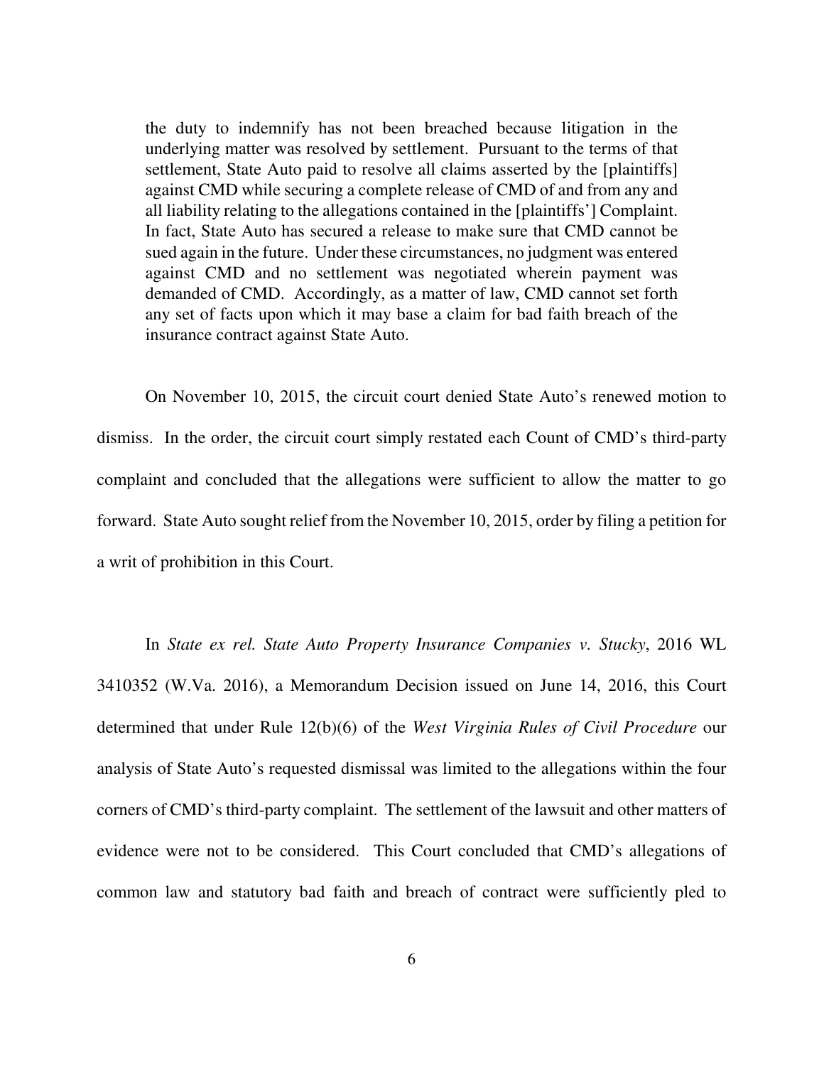> the duty to indemnify has not been breached because litigation in the underlying matter was resolved by settlement. Pursuant to the terms of that settlement, State Auto paid to resolve all claims asserted by the [plaintiffs] against CMD while securing a complete release of CMD of and from any and all liability relating to the allegations contained in the [plaintiffs'] Complaint. In fact, State Auto has secured a release to make sure that CMD cannot be sued again in the future. Under these circumstances, no judgment was entered against CMD and no settlement was negotiated wherein payment was demanded of CMD. Accordingly, as a matter of law, CMD cannot set forth any set of facts upon which it may base a claim for bad faith breach of the insurance contract against State Auto.

On November 10, 2015, the circuit court denied State Auto's renewed motion to dismiss. In the order, the circuit court simply restated each Count of CMD's third-party complaint and concluded that the allegations were sufficient to allow the matter to go forward. State Auto sought relief from the November 10, 2015, order by filing a petition for a writ of prohibition in this Court.

In *State ex rel. State Auto Property Insurance Companies v. Stucky*, 2016 WL 3410352 (W.Va. 2016), a Memorandum Decision issued on June 14, 2016, this Court determined that under Rule 12(b)(6) of the *West Virginia Rules of Civil Procedure* our analysis of State Auto's requested dismissal was limited to the allegations within the four corners of CMD's third-party complaint. The settlement of the lawsuit and other matters of evidence were not to be considered. This Court concluded that CMD's allegations of common law and statutory bad faith and breach of contract were sufficiently pled to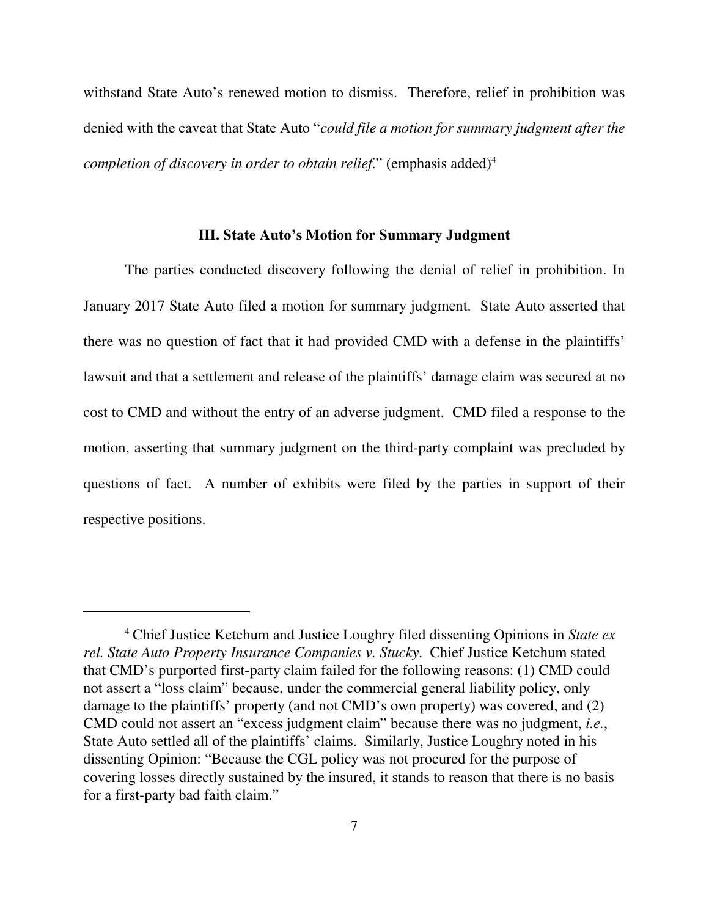withstand State Auto's renewed motion to dismiss. Therefore, relief in prohibition was denied with the caveat that State Auto "*could file a motion for summary judgment after the completion of discovery in order to obtain relief*." (emphasis added)[4]

### III. State Auto's Motion for Summary Judgment

The parties conducted discovery following the denial of relief in prohibition. In January 2017 State Auto filed a motion for summary judgment. State Auto asserted that there was no question of fact that it had provided CMD with a defense in the plaintiffs' lawsuit and that a settlement and release of the plaintiffs' damage claim was secured at no cost to CMD and without the entry of an adverse judgment. CMD filed a response to the motion, asserting that summary judgment on the third-party complaint was precluded by questions of fact. A number of exhibits were filed by the parties in support of their respective positions.

---

[4] Chief Justice Ketchum and Justice Loughry filed dissenting Opinions in *State ex rel. State Auto Property Insurance Companies v. Stucky*. Chief Justice Ketchum stated that CMD's purported first-party claim failed for the following reasons: (1) CMD could not assert a "loss claim" because, under the commercial general liability policy, only damage to the plaintiffs' property (and not CMD's own property) was covered, and (2) CMD could not assert an "excess judgment claim" because there was no judgment, *i.e.*, State Auto settled all of the plaintiffs' claims. Similarly, Justice Loughry noted in his dissenting Opinion: "Because the CGL policy was not procured for the purpose of covering losses directly sustained by the insured, it stands to reason that there is no basis for a first-party bad faith claim."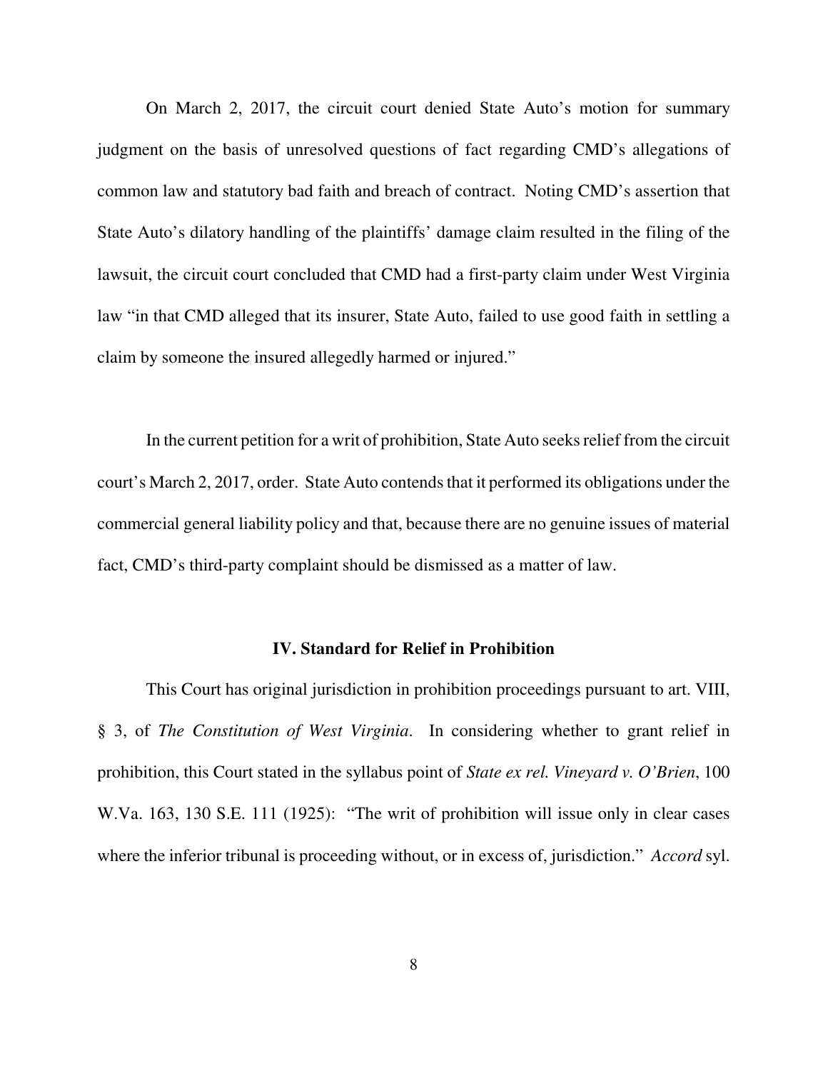On March 2, 2017, the circuit court denied State Auto's motion for summary judgment on the basis of unresolved questions of fact regarding CMD's allegations of common law and statutory bad faith and breach of contract. Noting CMD's assertion that State Auto's dilatory handling of the plaintiffs' damage claim resulted in the filing of the lawsuit, the circuit court concluded that CMD had a first-party claim under West Virginia law "in that CMD alleged that its insurer, State Auto, failed to use good faith in settling a claim by someone the insured allegedly harmed or injured."

In the current petition for a writ of prohibition, State Auto seeks relief from the circuit court's March 2, 2017, order. State Auto contends that it performed its obligations under the commercial general liability policy and that, because there are no genuine issues of material fact, CMD's third-party complaint should be dismissed as a matter of law.

### IV. Standard for Relief in Prohibition

This Court has original jurisdiction in prohibition proceedings pursuant to art. VIII, § 3, of *The Constitution of West Virginia*. In considering whether to grant relief in prohibition, this Court stated in the syllabus point of *State ex rel. Vineyard v. O'Brien*, 100 W.Va. 163, 130 S.E. 111 (1925): "The writ of prohibition will issue only in clear cases where the inferior tribunal is proceeding without, or in excess of, jurisdiction." *Accord* syl.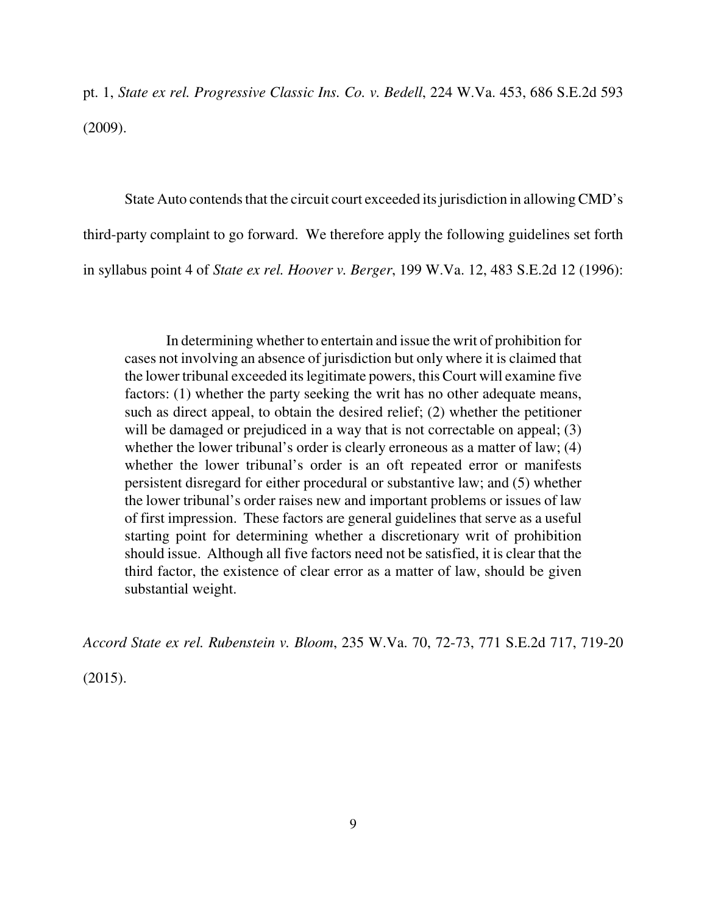pt. 1, *State ex rel. Progressive Classic Ins. Co. v. Bedell*, 224 W.Va. 453, 686 S.E.2d 593 (2009).

State Auto contends that the circuit court exceeded its jurisdiction in allowing CMD's third-party complaint to go forward. We therefore apply the following guidelines set forth in syllabus point 4 of *State ex rel. Hoover v. Berger*, 199 W.Va. 12, 483 S.E.2d 12 (1996):

> In determining whether to entertain and issue the writ of prohibition for cases not involving an absence of jurisdiction but only where it is claimed that the lower tribunal exceeded its legitimate powers, this Court will examine five factors: (1) whether the party seeking the writ has no other adequate means, such as direct appeal, to obtain the desired relief; (2) whether the petitioner will be damaged or prejudiced in a way that is not correctable on appeal; (3) whether the lower tribunal's order is clearly erroneous as a matter of law; (4) whether the lower tribunal's order is an oft repeated error or manifests persistent disregard for either procedural or substantive law; and (5) whether the lower tribunal's order raises new and important problems or issues of law of first impression. These factors are general guidelines that serve as a useful starting point for determining whether a discretionary writ of prohibition should issue. Although all five factors need not be satisfied, it is clear that the third factor, the existence of clear error as a matter of law, should be given substantial weight.

*Accord State ex rel. Rubenstein v. Bloom*, 235 W.Va. 70, 72-73, 771 S.E.2d 717, 719-20 (2015).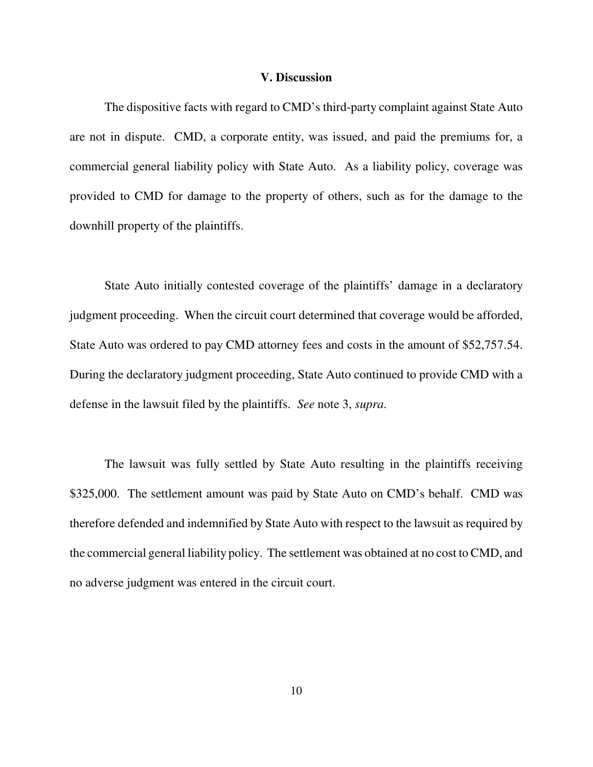## V. Discussion

The dispositive facts with regard to CMD's third-party complaint against State Auto are not in dispute. CMD, a corporate entity, was issued, and paid the premiums for, a commercial general liability policy with State Auto. As a liability policy, coverage was provided to CMD for damage to the property of others, such as for the damage to the downhill property of the plaintiffs.

State Auto initially contested coverage of the plaintiffs' damage in a declaratory judgment proceeding. When the circuit court determined that coverage would be afforded, State Auto was ordered to pay CMD attorney fees and costs in the amount of $52,757.54. During the declaratory judgment proceeding, State Auto continued to provide CMD with a defense in the lawsuit filed by the plaintiffs. *See* note 3, *supra*.

The lawsuit was fully settled by State Auto resulting in the plaintiffs receiving $325,000. The settlement amount was paid by State Auto on CMD's behalf. CMD was therefore defended and indemnified by State Auto with respect to the lawsuit as required by the commercial general liability policy. The settlement was obtained at no cost to CMD, and no adverse judgment was entered in the circuit court.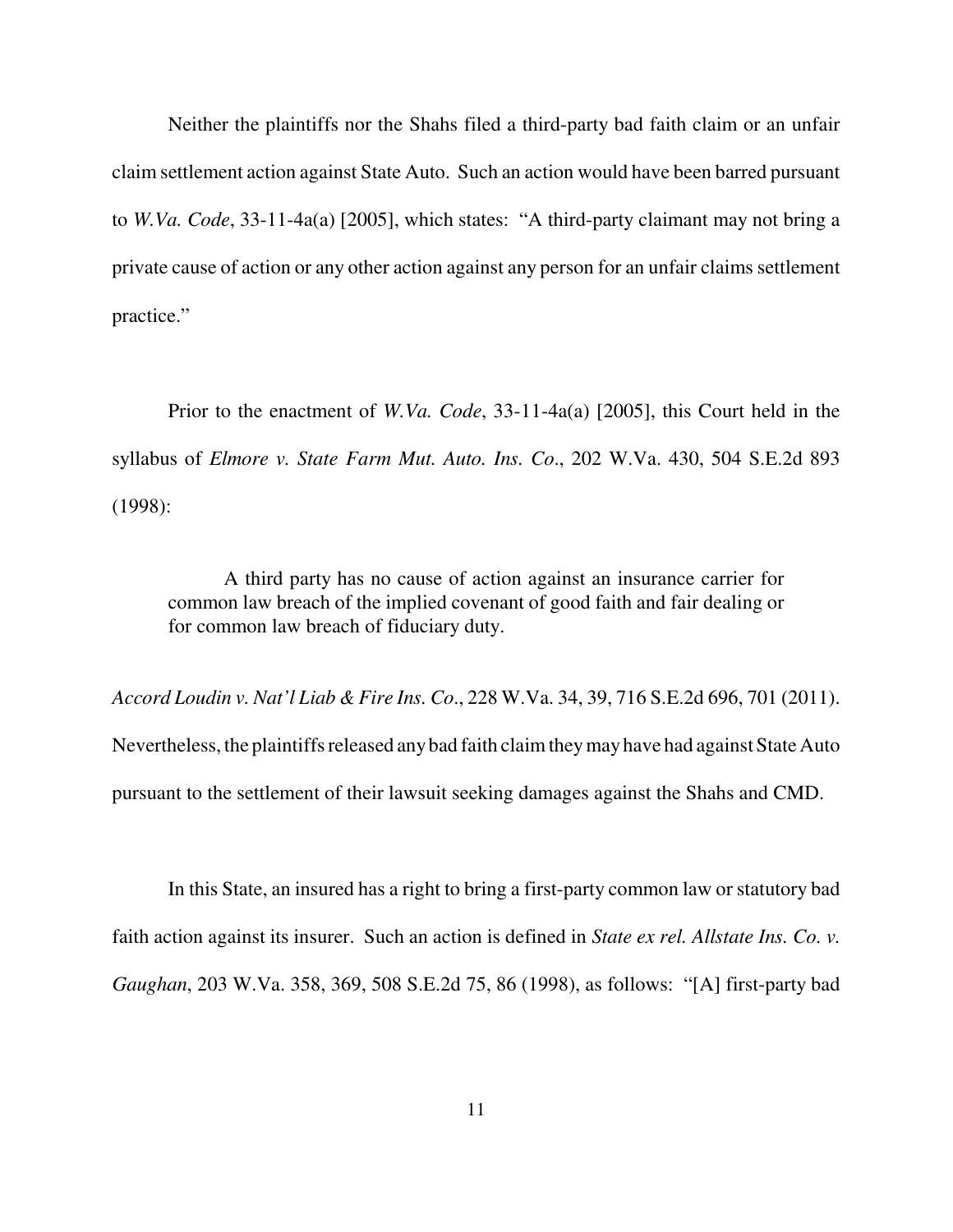Neither the plaintiffs nor the Shahs filed a third-party bad faith claim or an unfair claim settlement action against State Auto. Such an action would have been barred pursuant to *W.Va. Code*, 33-11-4a(a) [2005], which states: "A third-party claimant may not bring a private cause of action or any other action against any person for an unfair claims settlement practice."

Prior to the enactment of *W.Va. Code*, 33-11-4a(a) [2005], this Court held in the syllabus of *Elmore v. State Farm Mut. Auto. Ins. Co*., 202 W.Va. 430, 504 S.E.2d 893 (1998):

> A third party has no cause of action against an insurance carrier for common law breach of the implied covenant of good faith and fair dealing or for common law breach of fiduciary duty.

*Accord Loudin v. Nat'l Liab & Fire Ins. Co*., 228 W.Va. 34, 39, 716 S.E.2d 696, 701 (2011). Nevertheless, the plaintiffs released any bad faith claim they may have had against State Auto pursuant to the settlement of their lawsuit seeking damages against the Shahs and CMD.

In this State, an insured has a right to bring a first-party common law or statutory bad faith action against its insurer. Such an action is defined in *State ex rel. Allstate Ins. Co. v. Gaughan*, 203 W.Va. 358, 369, 508 S.E.2d 75, 86 (1998), as follows: "[A] first-party bad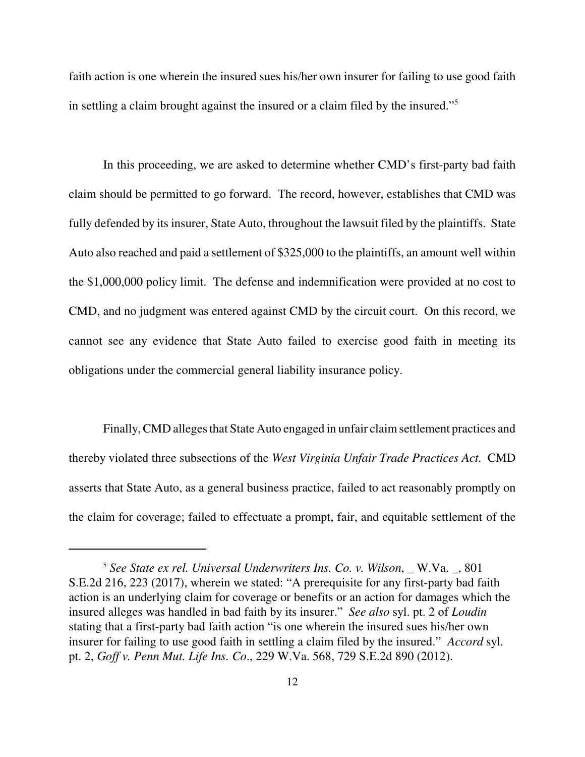faith action is one wherein the insured sues his/her own insurer for failing to use good faith in settling a claim brought against the insured or a claim filed by the insured."[5]

In this proceeding, we are asked to determine whether CMD's first-party bad faith claim should be permitted to go forward. The record, however, establishes that CMD was fully defended by its insurer, State Auto, throughout the lawsuit filed by the plaintiffs. State Auto also reached and paid a settlement of $325,000 to the plaintiffs, an amount well within the $1,000,000 policy limit. The defense and indemnification were provided at no cost to CMD, and no judgment was entered against CMD by the circuit court. On this record, we cannot see any evidence that State Auto failed to exercise good faith in meeting its obligations under the commercial general liability insurance policy.

Finally, CMD alleges that State Auto engaged in unfair claim settlement practices and thereby violated three subsections of the *West Virginia Unfair Trade Practices Act*. CMD asserts that State Auto, as a general business practice, failed to act reasonably promptly on the claim for coverage; failed to effectuate a prompt, fair, and equitable settlement of the

---

[5] *See State ex rel. Universal Underwriters Ins. Co. v. Wilson*, _ W.Va. _, 801 S.E.2d 216, 223 (2017), wherein we stated: "A prerequisite for any first-party bad faith action is an underlying claim for coverage or benefits or an action for damages which the insured alleges was handled in bad faith by its insurer." *See also* syl. pt. 2 of *Loudin* stating that a first-party bad faith action "is one wherein the insured sues his/her own insurer for failing to use good faith in settling a claim filed by the insured." *Accord* syl. pt. 2, *Goff v. Penn Mut. Life Ins. Co*., 229 W.Va. 568, 729 S.E.2d 890 (2012).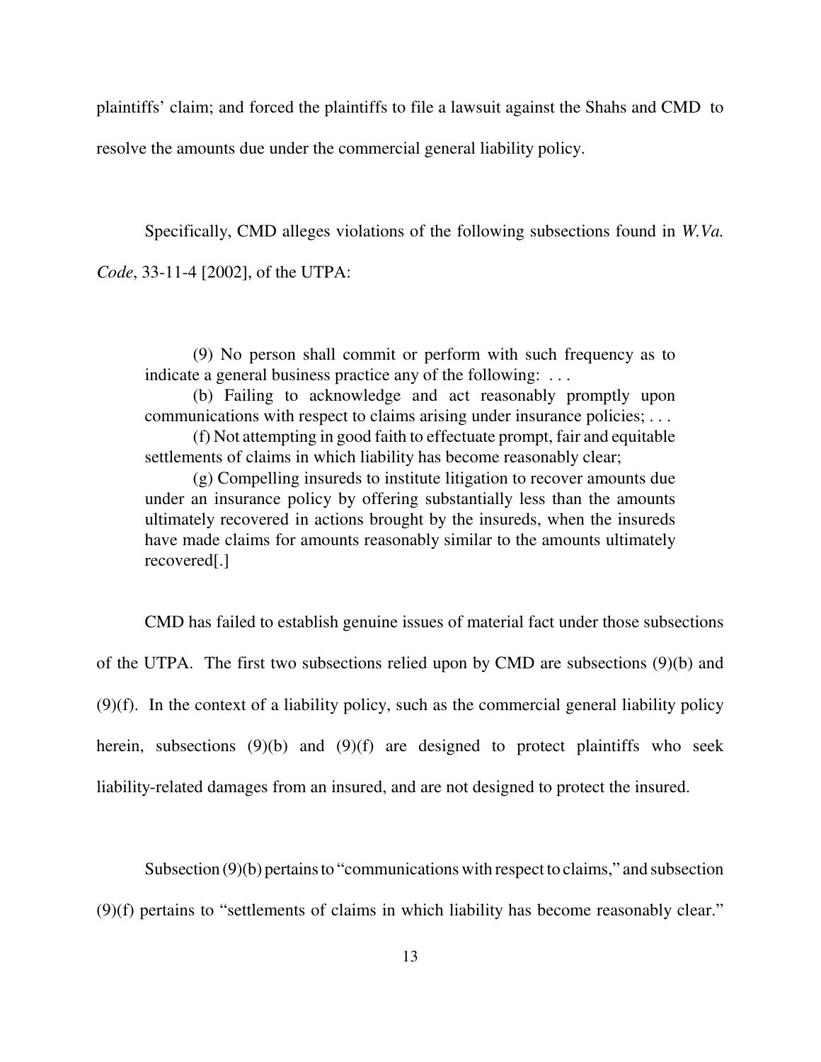plaintiffs' claim; and forced the plaintiffs to file a lawsuit against the Shahs and CMD to resolve the amounts due under the commercial general liability policy.

Specifically, CMD alleges violations of the following subsections found in *W.Va. Code*, 33-11-4 [2002], of the UTPA:

> (9) No person shall commit or perform with such frequency as to indicate a general business practice any of the following: . . .
>
> (b) Failing to acknowledge and act reasonably promptly upon communications with respect to claims arising under insurance policies; . . .
>
> (f) Not attempting in good faith to effectuate prompt, fair and equitable settlements of claims in which liability has become reasonably clear;
>
> (g) Compelling insureds to institute litigation to recover amounts due under an insurance policy by offering substantially less than the amounts ultimately recovered in actions brought by the insureds, when the insureds have made claims for amounts reasonably similar to the amounts ultimately recovered[.]

CMD has failed to establish genuine issues of material fact under those subsections of the UTPA. The first two subsections relied upon by CMD are subsections (9)(b) and (9)(f). In the context of a liability policy, such as the commercial general liability policy herein, subsections (9)(b) and (9)(f) are designed to protect plaintiffs who seek liability-related damages from an insured, and are not designed to protect the insured.

Subsection (9)(b) pertains to "communications with respect to claims," and subsection (9)(f) pertains to "settlements of claims in which liability has become reasonably clear."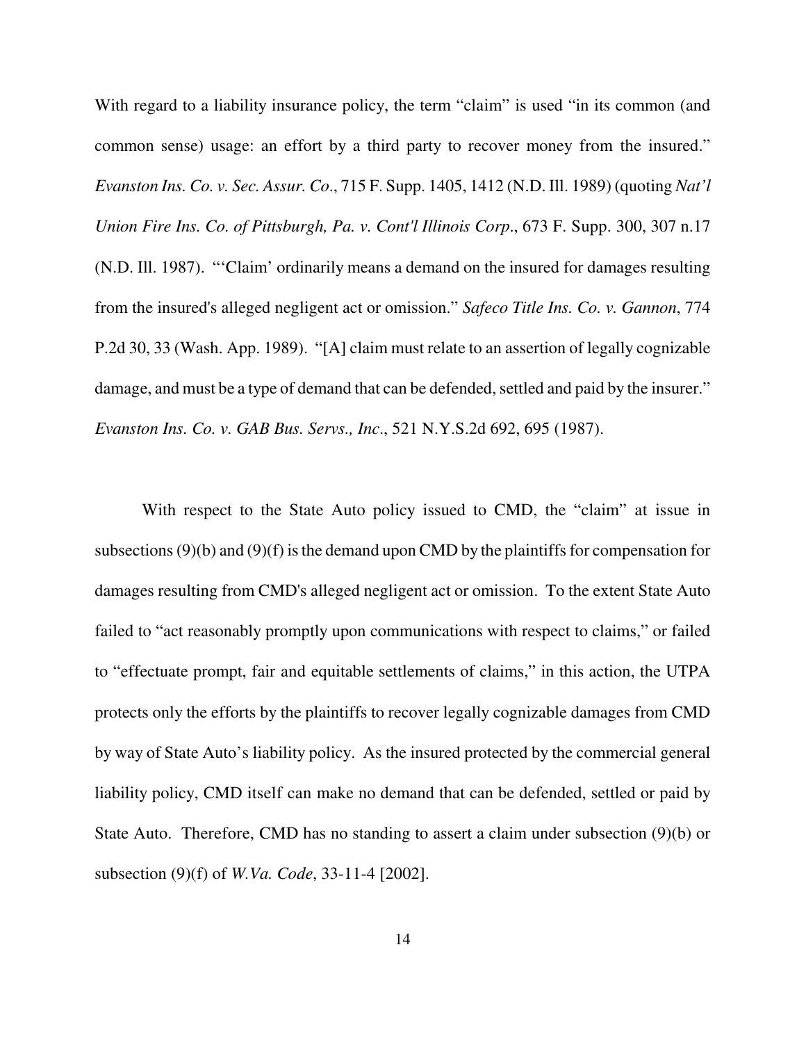With regard to a liability insurance policy, the term "claim" is used "in its common (and common sense) usage: an effort by a third party to recover money from the insured." *Evanston Ins. Co. v. Sec. Assur. Co*., 715 F. Supp. 1405, 1412 (N.D. Ill. 1989) (quoting *Nat'l Union Fire Ins. Co. of Pittsburgh, Pa. v. Cont'l Illinois Corp*., 673 F. Supp. 300, 307 n.17 (N.D. Ill. 1987). "'Claim' ordinarily means a demand on the insured for damages resulting from the insured's alleged negligent act or omission." *Safeco Title Ins. Co. v. Gannon*, 774 P.2d 30, 33 (Wash. App. 1989). "[A] claim must relate to an assertion of legally cognizable damage, and must be a type of demand that can be defended, settled and paid by the insurer." *Evanston Ins. Co. v. GAB Bus. Servs., Inc*., 521 N.Y.S.2d 692, 695 (1987).

With respect to the State Auto policy issued to CMD, the "claim" at issue in subsections (9)(b) and (9)(f) is the demand upon CMD by the plaintiffs for compensation for damages resulting from CMD's alleged negligent act or omission. To the extent State Auto failed to "act reasonably promptly upon communications with respect to claims," or failed to "effectuate prompt, fair and equitable settlements of claims," in this action, the UTPA protects only the efforts by the plaintiffs to recover legally cognizable damages from CMD by way of State Auto's liability policy. As the insured protected by the commercial general liability policy, CMD itself can make no demand that can be defended, settled or paid by State Auto. Therefore, CMD has no standing to assert a claim under subsection (9)(b) or subsection (9)(f) of *W.Va. Code*, 33-11-4 [2002].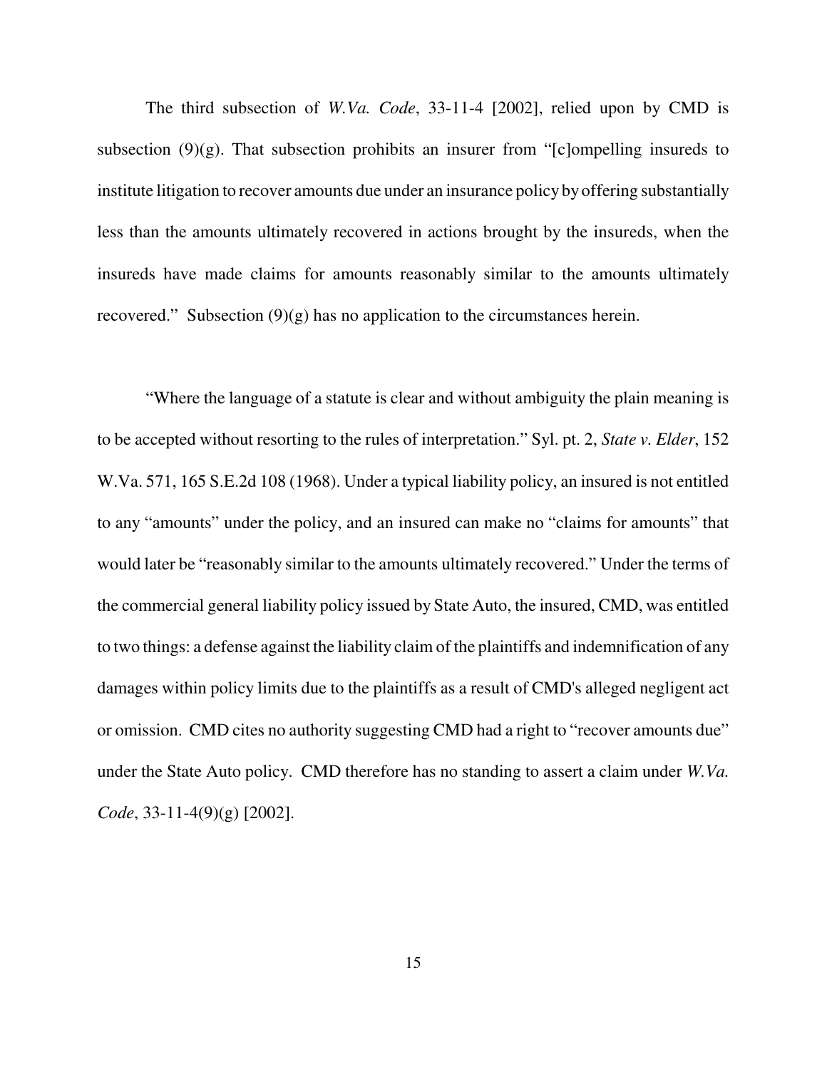The third subsection of *W.Va. Code*, 33-11-4 [2002], relied upon by CMD is subsection (9)(g). That subsection prohibits an insurer from "[c]ompelling insureds to institute litigation to recover amounts due under an insurance policy by offering substantially less than the amounts ultimately recovered in actions brought by the insureds, when the insureds have made claims for amounts reasonably similar to the amounts ultimately recovered." Subsection (9)(g) has no application to the circumstances herein.

"Where the language of a statute is clear and without ambiguity the plain meaning is to be accepted without resorting to the rules of interpretation." Syl. pt. 2, *State v. Elder*, 152 W.Va. 571, 165 S.E.2d 108 (1968). Under a typical liability policy, an insured is not entitled to any "amounts" under the policy, and an insured can make no "claims for amounts" that would later be "reasonably similar to the amounts ultimately recovered." Under the terms of the commercial general liability policy issued by State Auto, the insured, CMD, was entitled to two things: a defense against the liability claim of the plaintiffs and indemnification of any damages within policy limits due to the plaintiffs as a result of CMD's alleged negligent act or omission. CMD cites no authority suggesting CMD had a right to "recover amounts due" under the State Auto policy. CMD therefore has no standing to assert a claim under *W.Va. Code*, 33-11-4(9)(g) [2002].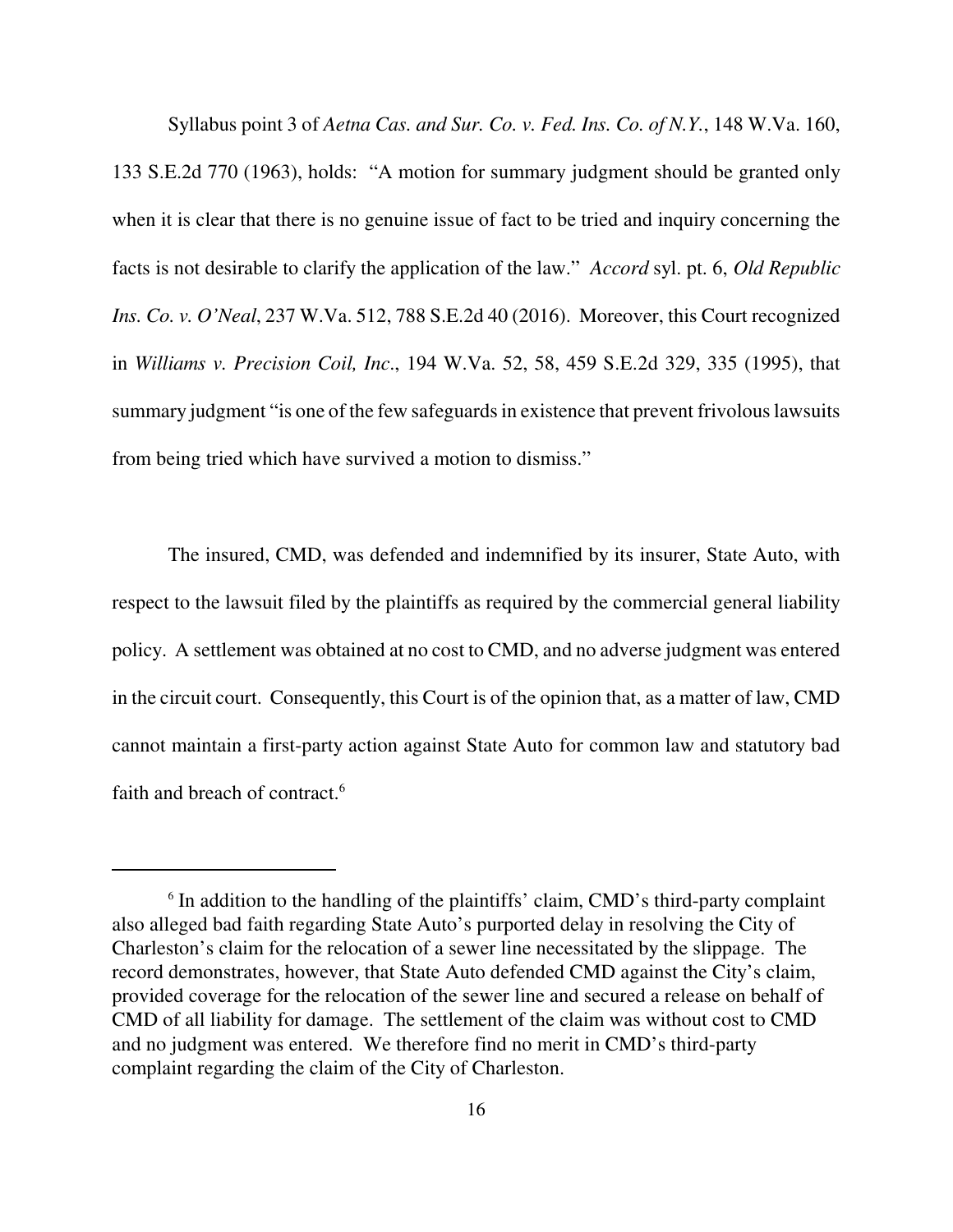Syllabus point 3 of *Aetna Cas. and Sur. Co. v. Fed. Ins. Co. of N.Y.*, 148 W.Va. 160, 133 S.E.2d 770 (1963), holds: "A motion for summary judgment should be granted only when it is clear that there is no genuine issue of fact to be tried and inquiry concerning the facts is not desirable to clarify the application of the law." *Accord* syl. pt. 6, *Old Republic Ins. Co. v. O'Neal*, 237 W.Va. 512, 788 S.E.2d 40 (2016). Moreover, this Court recognized in *Williams v. Precision Coil, Inc.*, 194 W.Va. 52, 58, 459 S.E.2d 329, 335 (1995), that summary judgment "is one of the few safeguards in existence that prevent frivolous lawsuits from being tried which have survived a motion to dismiss."

The insured, CMD, was defended and indemnified by its insurer, State Auto, with respect to the lawsuit filed by the plaintiffs as required by the commercial general liability policy. A settlement was obtained at no cost to CMD, and no adverse judgment was entered in the circuit court. Consequently, this Court is of the opinion that, as a matter of law, CMD cannot maintain a first-party action against State Auto for common law and statutory bad faith and breach of contract.[6]

---

[6] In addition to the handling of the plaintiffs' claim, CMD's third-party complaint also alleged bad faith regarding State Auto's purported delay in resolving the City of Charleston's claim for the relocation of a sewer line necessitated by the slippage. The record demonstrates, however, that State Auto defended CMD against the City's claim, provided coverage for the relocation of the sewer line and secured a release on behalf of CMD of all liability for damage. The settlement of the claim was without cost to CMD and no judgment was entered. We therefore find no merit in CMD's third-party complaint regarding the claim of the City of Charleston.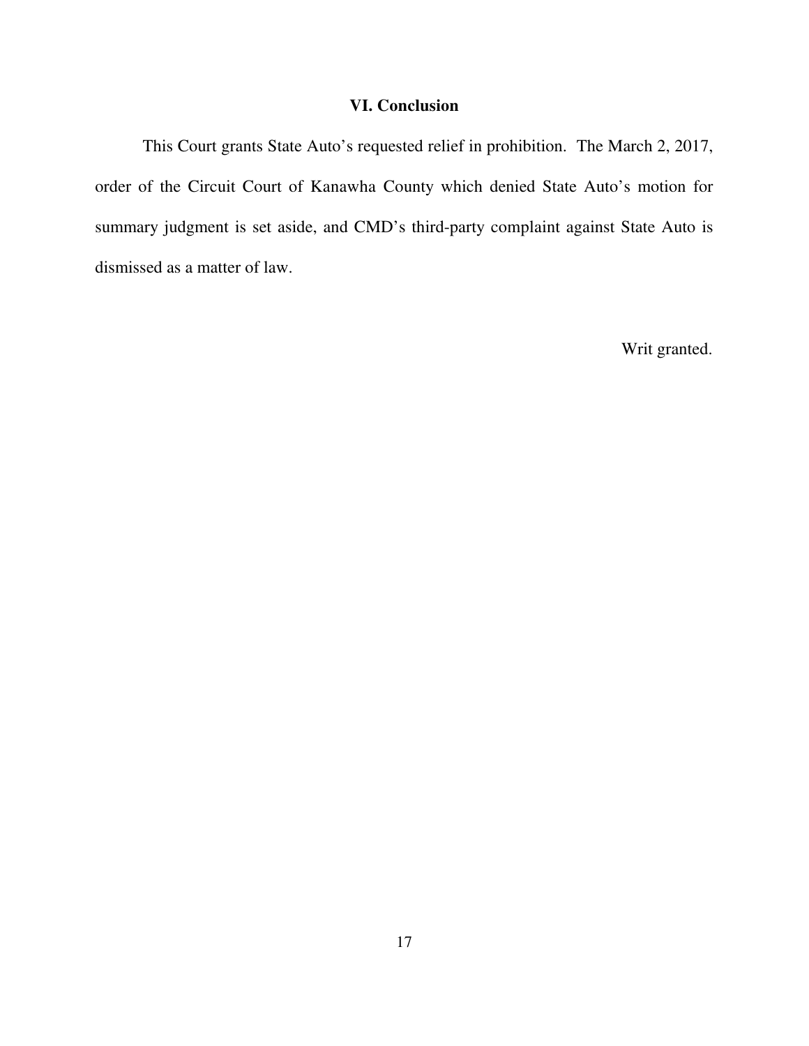## VI. Conclusion

This Court grants State Auto's requested relief in prohibition. The March 2, 2017, order of the Circuit Court of Kanawha County which denied State Auto's motion for summary judgment is set aside, and CMD's third-party complaint against State Auto is dismissed as a matter of law.

Writ granted.